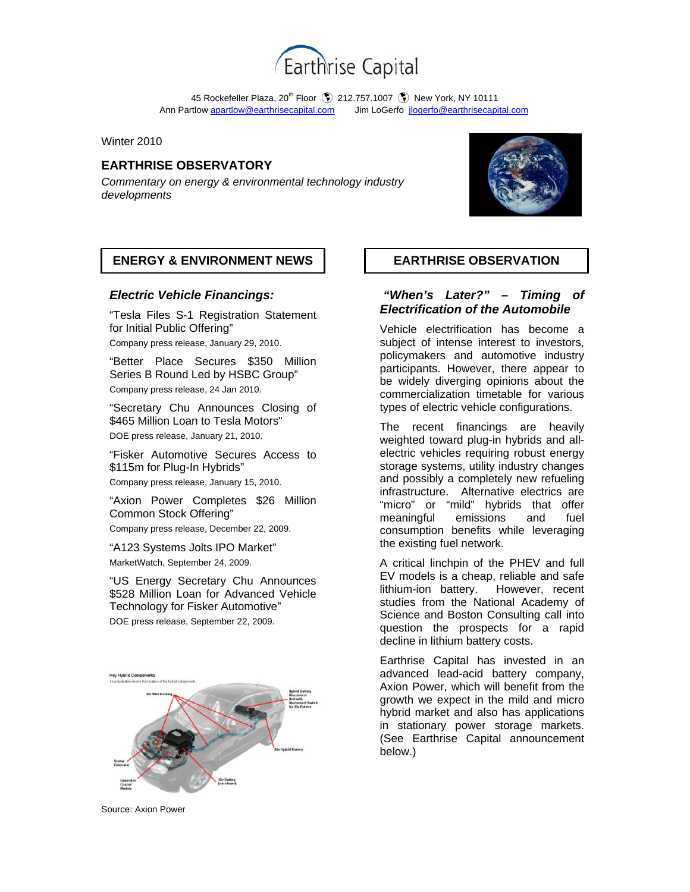# Earthrise Capital

45 Rockefeller Plaza, 20th Floor 212.757.1007 New York, NY 10111
Ann Partlow apartlow@earthrisecapital.com Jim LoGerfo jlogerfo@earthrisecapital.com

Winter 2010

## EARTHRISE OBSERVATORY

*Commentary on energy & environmental technology industry developments*

## ENERGY & ENVIRONMENT NEWS

### *Electric Vehicle Financings:*

"Tesla Files S-1 Registration Statement for Initial Public Offering"
Company press release, January 29, 2010.

"Better Place Secures $350 Million Series B Round Led by HSBC Group"
Company press release, 24 Jan 2010.

"Secretary Chu Announces Closing of $465 Million Loan to Tesla Motors"
DOE press release, January 21, 2010.

"Fisker Automotive Secures Access to $115m for Plug-In Hybrids"
Company press release, January 15, 2010.

"Axion Power Completes $26 Million Common Stock Offering"
Company press release, December 22, 2009.

"A123 Systems Jolts IPO Market"
MarketWatch, September 24, 2009.

"US Energy Secretary Chu Announces $528 Million Loan for Advanced Vehicle Technology for Fisker Automotive"
DOE press release, September 22, 2009.

Source: Axion Power

## EARTHRISE OBSERVATION

### *"When's Later?" – Timing of Electrification of the Automobile*

Vehicle electrification has become a subject of intense interest to investors, policymakers and automotive industry participants. However, there appear to be widely diverging opinions about the commercialization timetable for various types of electric vehicle configurations.

The recent financings are heavily weighted toward plug-in hybrids and all-electric vehicles requiring robust energy storage systems, utility industry changes and possibly a completely new refueling infrastructure. Alternative electrics are "micro" or "mild" hybrids that offer meaningful emissions and fuel consumption benefits while leveraging the existing fuel network.

A critical linchpin of the PHEV and full EV models is a cheap, reliable and safe lithium-ion battery. However, recent studies from the National Academy of Science and Boston Consulting call into question the prospects for a rapid decline in lithium battery costs.

Earthrise Capital has invested in an advanced lead-acid battery company, Axion Power, which will benefit from the growth we expect in the mild and micro hybrid market and also has applications in stationary power storage markets. (See Earthrise Capital announcement below.)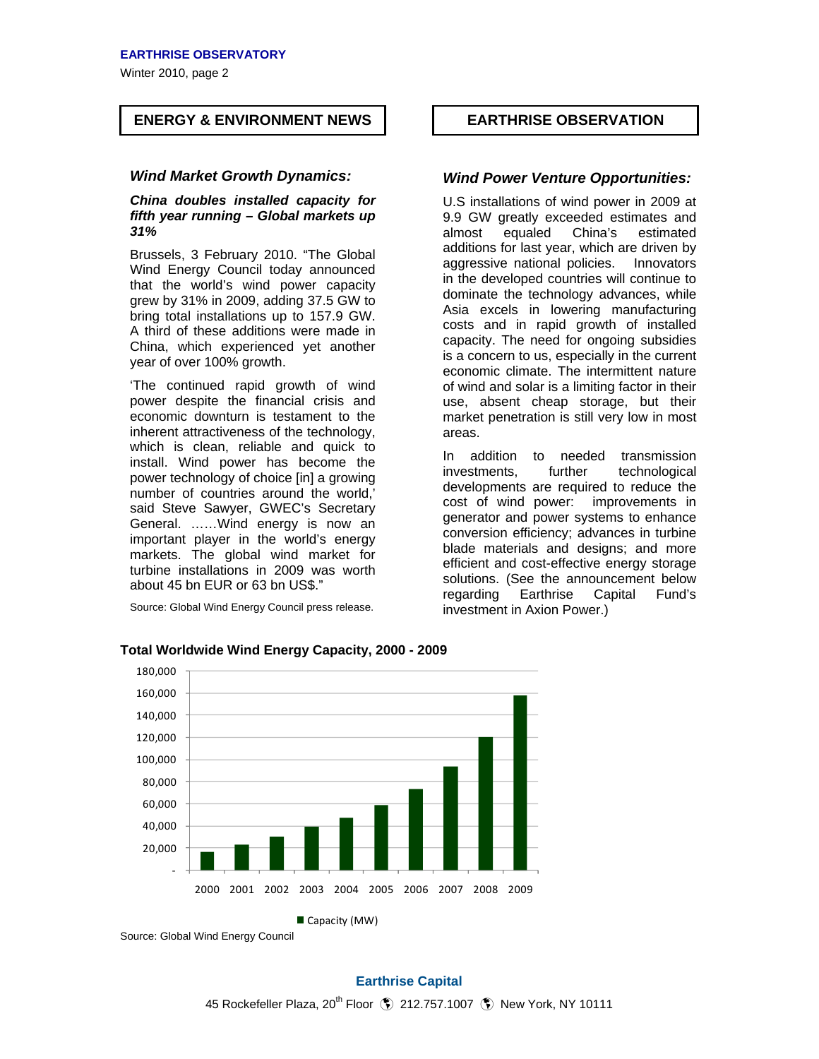## ENERGY & ENVIRONMENT NEWS

### *Wind Market Growth Dynamics:*

***China doubles installed capacity for fifth year running – Global markets up 31%***

Brussels, 3 February 2010. "The Global Wind Energy Council today announced that the world's wind power capacity grew by 31% in 2009, adding 37.5 GW to bring total installations up to 157.9 GW. A third of these additions were made in China, which experienced yet another year of over 100% growth.

'The continued rapid growth of wind power despite the financial crisis and economic downturn is testament to the inherent attractiveness of the technology, which is clean, reliable and quick to install. Wind power has become the power technology of choice [in] a growing number of countries around the world,' said Steve Sawyer, GWEC's Secretary General. ……Wind energy is now an important player in the world's energy markets. The global wind market for turbine installations in 2009 was worth about 45 bn EUR or 63 bn US$."

Source: Global Wind Energy Council press release.

## EARTHRISE OBSERVATION

### *Wind Power Venture Opportunities:*

U.S installations of wind power in 2009 at 9.9 GW greatly exceeded estimates and almost equaled China's estimated additions for last year, which are driven by aggressive national policies. Innovators in the developed countries will continue to dominate the technology advances, while Asia excels in lowering manufacturing costs and in rapid growth of installed capacity. The need for ongoing subsidies is a concern to us, especially in the current economic climate. The intermittent nature of wind and solar is a limiting factor in their use, absent cheap storage, but their market penetration is still very low in most areas.

In addition to needed transmission investments, further technological developments are required to reduce the cost of wind power: improvements in generator and power systems to enhance conversion efficiency; advances in turbine blade materials and designs; and more efficient and cost-effective energy storage solutions. (See the announcement below regarding Earthrise Capital Fund's investment in Axion Power.)

**Total Worldwide Wind Energy Capacity, 2000 - 2009**

Capacity (MW)

Source: Global Wind Energy Council

**Earthrise Capital**

45 Rockefeller Plaza, 20th Floor · 212.757.1007 · New York, NY 10111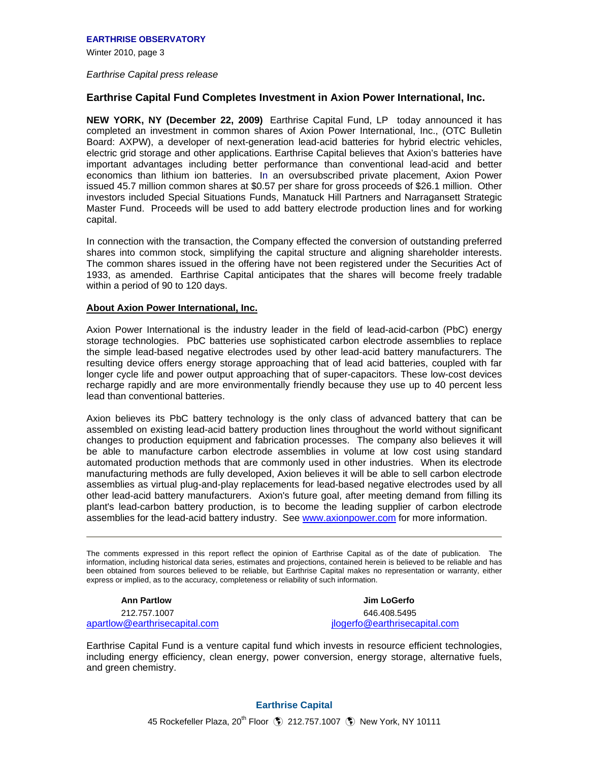*Earthrise Capital press release*

## Earthrise Capital Fund Completes Investment in Axion Power International, Inc.

**NEW YORK, NY (December 22, 2009)** Earthrise Capital Fund, LP today announced it has completed an investment in common shares of Axion Power International, Inc., (OTC Bulletin Board: AXPW), a developer of next-generation lead-acid batteries for hybrid electric vehicles, electric grid storage and other applications. Earthrise Capital believes that Axion's batteries have important advantages including better performance than conventional lead-acid and better economics than lithium ion batteries. In an oversubscribed private placement, Axion Power issued 45.7 million common shares at $0.57 per share for gross proceeds of $26.1 million. Other investors included Special Situations Funds, Manatuck Hill Partners and Narragansett Strategic Master Fund. Proceeds will be used to add battery electrode production lines and for working capital.

In connection with the transaction, the Company effected the conversion of outstanding preferred shares into common stock, simplifying the capital structure and aligning shareholder interests. The common shares issued in the offering have not been registered under the Securities Act of 1933, as amended. Earthrise Capital anticipates that the shares will become freely tradable within a period of 90 to 120 days.

### About Axion Power International, Inc.

Axion Power International is the industry leader in the field of lead-acid-carbon (PbC) energy storage technologies. PbC batteries use sophisticated carbon electrode assemblies to replace the simple lead-based negative electrodes used by other lead-acid battery manufacturers. The resulting device offers energy storage approaching that of lead acid batteries, coupled with far longer cycle life and power output approaching that of super-capacitors. These low-cost devices recharge rapidly and are more environmentally friendly because they use up to 40 percent less lead than conventional batteries.

Axion believes its PbC battery technology is the only class of advanced battery that can be assembled on existing lead-acid battery production lines throughout the world without significant changes to production equipment and fabrication processes. The company also believes it will be able to manufacture carbon electrode assemblies in volume at low cost using standard automated production methods that are commonly used in other industries. When its electrode manufacturing methods are fully developed, Axion believes it will be able to sell carbon electrode assemblies as virtual plug-and-play replacements for lead-based negative electrodes used by all other lead-acid battery manufacturers. Axion's future goal, after meeting demand from filling its plant's lead-carbon battery production, is to become the leading supplier of carbon electrode assemblies for the lead-acid battery industry. See www.axionpower.com for more information.

---

The comments expressed in this report reflect the opinion of Earthrise Capital as of the date of publication. The information, including historical data series, estimates and projections, contained herein is believed to be reliable and has been obtained from sources believed to be reliable, but Earthrise Capital makes no representation or warranty, either express or implied, as to the accuracy, completeness or reliability of such information.

**Ann Partlow**
212.757.1007
apartlow@earthrisecapital.com

**Jim LoGerfo**
646.408.5495
jlogerfo@earthrisecapital.com

Earthrise Capital Fund is a venture capital fund which invests in resource efficient technologies, including energy efficiency, clean energy, power conversion, energy storage, alternative fuels, and green chemistry.

**Earthrise Capital**

45 Rockefeller Plaza, 20th Floor · 212.757.1007 · New York, NY 10111